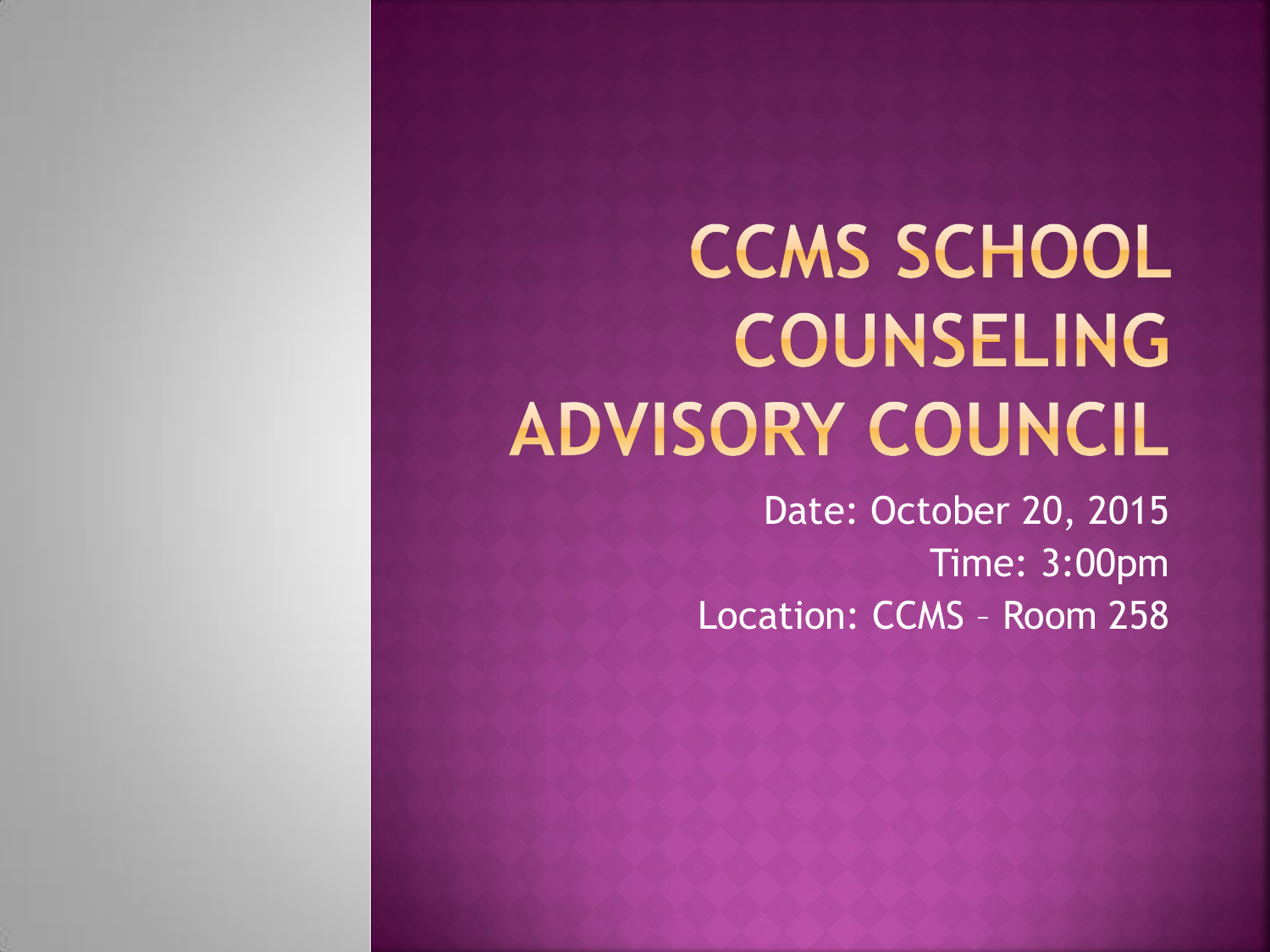# CCMS SCHOOL COUNSELING ADVISORY COUNCIL

Date: October 20, 2015

Time: 3:00pm

Location: CCMS – Room 258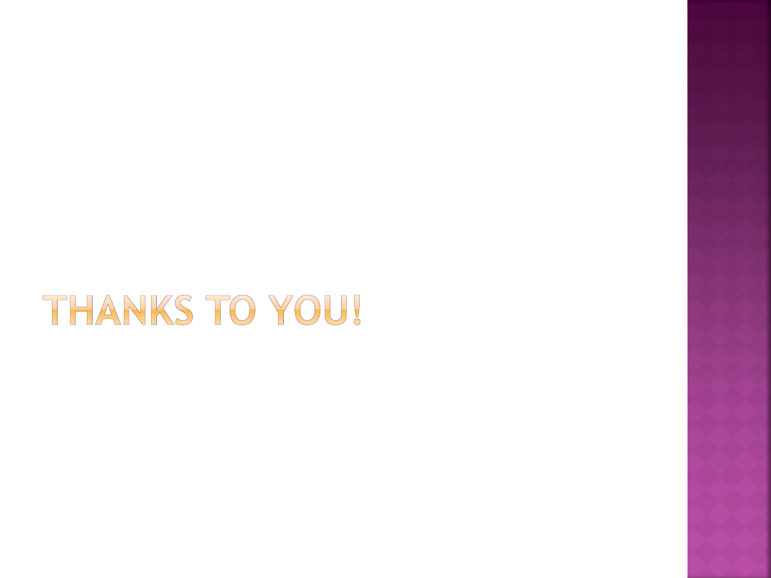# THANKS TO YOU!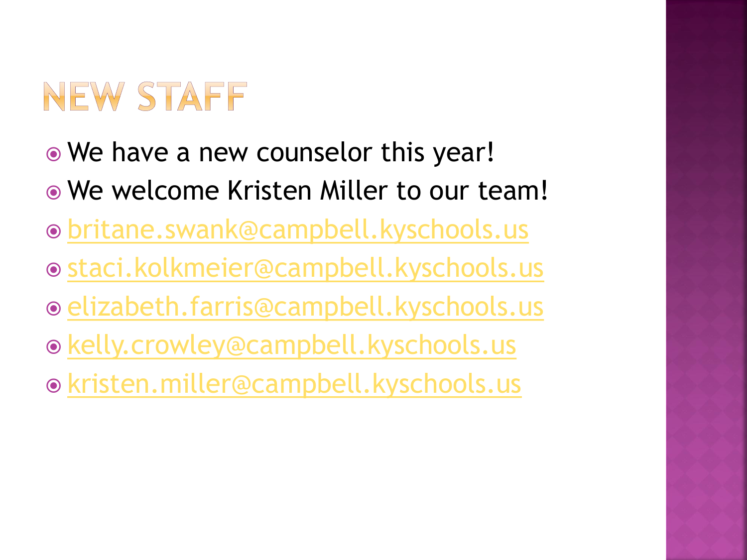# NEW STAFF

- We have a new counselor this year!
- We welcome Kristen Miller to our team!
- britane.swank@campbell.kyschools.us
- staci.kolkmeier@campbell.kyschools.us
- elizabeth.farris@campbell.kyschools.us
- kelly.crowley@campbell.kyschools.us
- kristen.miller@campbell.kyschools.us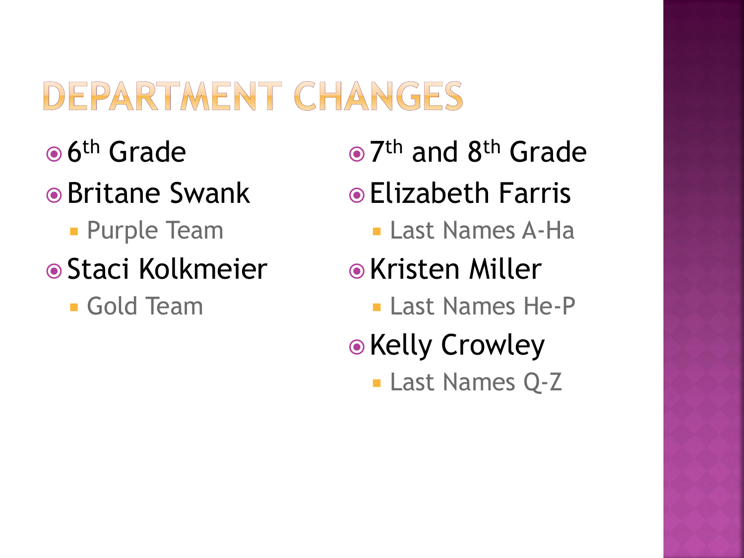# DEPARTMENT CHANGES

- 6th Grade
- Britane Swank
  - Purple Team
- Staci Kolkmeier
  - Gold Team

- 7th and 8th Grade
- Elizabeth Farris
  - Last Names A-Ha
- Kristen Miller
  - Last Names He-P
- Kelly Crowley
  - Last Names Q-Z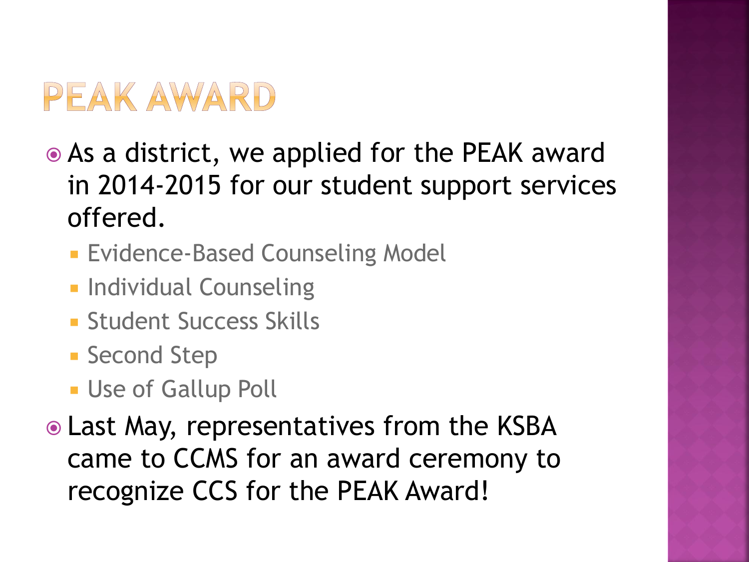# PEAK AWARD

- As a district, we applied for the PEAK award in 2014-2015 for our student support services offered.
  - Evidence-Based Counseling Model
  - Individual Counseling
  - Student Success Skills
  - Second Step
  - Use of Gallup Poll
- Last May, representatives from the KSBA came to CCMS for an award ceremony to recognize CCS for the PEAK Award!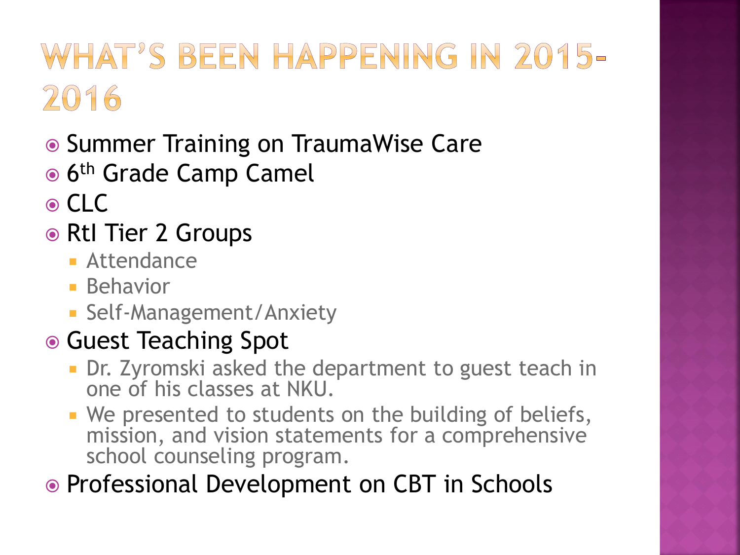# What's Been Happening in 2015-2016

- Summer Training on TraumaWise Care
- 6th Grade Camp Camel
- CLC
- RtI Tier 2 Groups
  - Attendance
  - Behavior
  - Self-Management/Anxiety
- Guest Teaching Spot
  - Dr. Zyromski asked the department to guest teach in one of his classes at NKU.
  - We presented to students on the building of beliefs, mission, and vision statements for a comprehensive school counseling program.
- Professional Development on CBT in Schools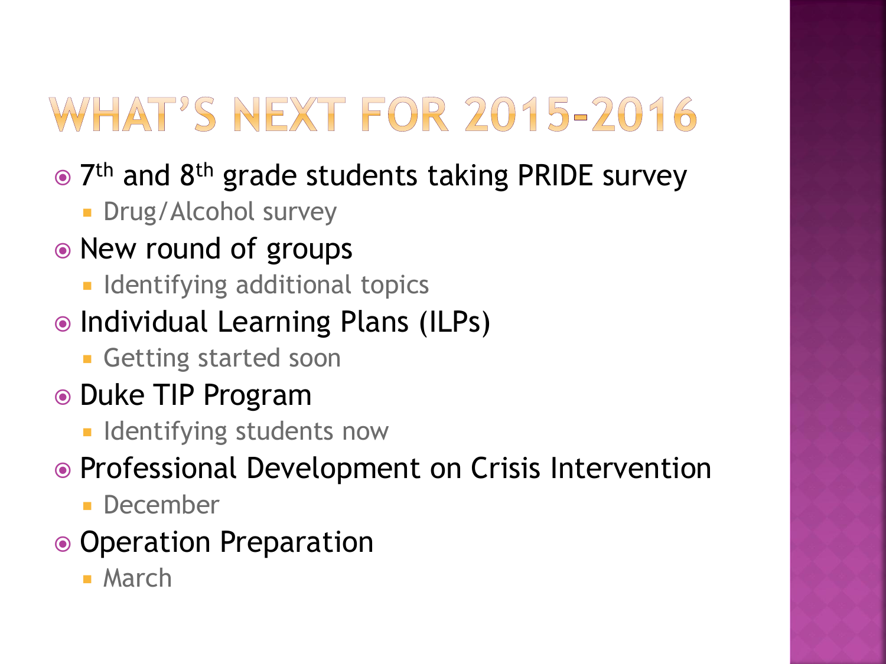# WHAT'S NEXT FOR 2015-2016

- 7th and 8th grade students taking PRIDE survey
  - Drug/Alcohol survey
- New round of groups
  - Identifying additional topics
- Individual Learning Plans (ILPs)
  - Getting started soon
- Duke TIP Program
  - Identifying students now
- Professional Development on Crisis Intervention
  - December
- Operation Preparation
  - March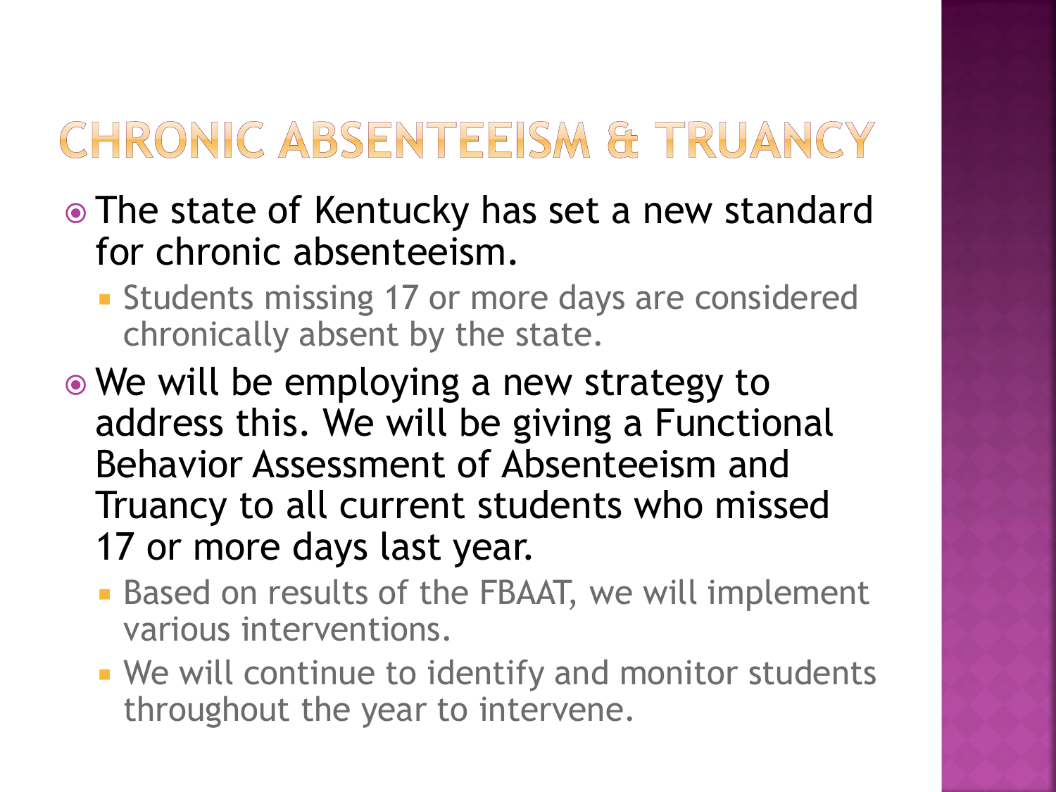# CHRONIC ABSENTEEISM & TRUANCY

- The state of Kentucky has set a new standard for chronic absenteeism.
  - Students missing 17 or more days are considered chronically absent by the state.
- We will be employing a new strategy to address this. We will be giving a Functional Behavior Assessment of Absenteeism and Truancy to all current students who missed 17 or more days last year.
  - Based on results of the FBAAT, we will implement various interventions.
  - We will continue to identify and monitor students throughout the year to intervene.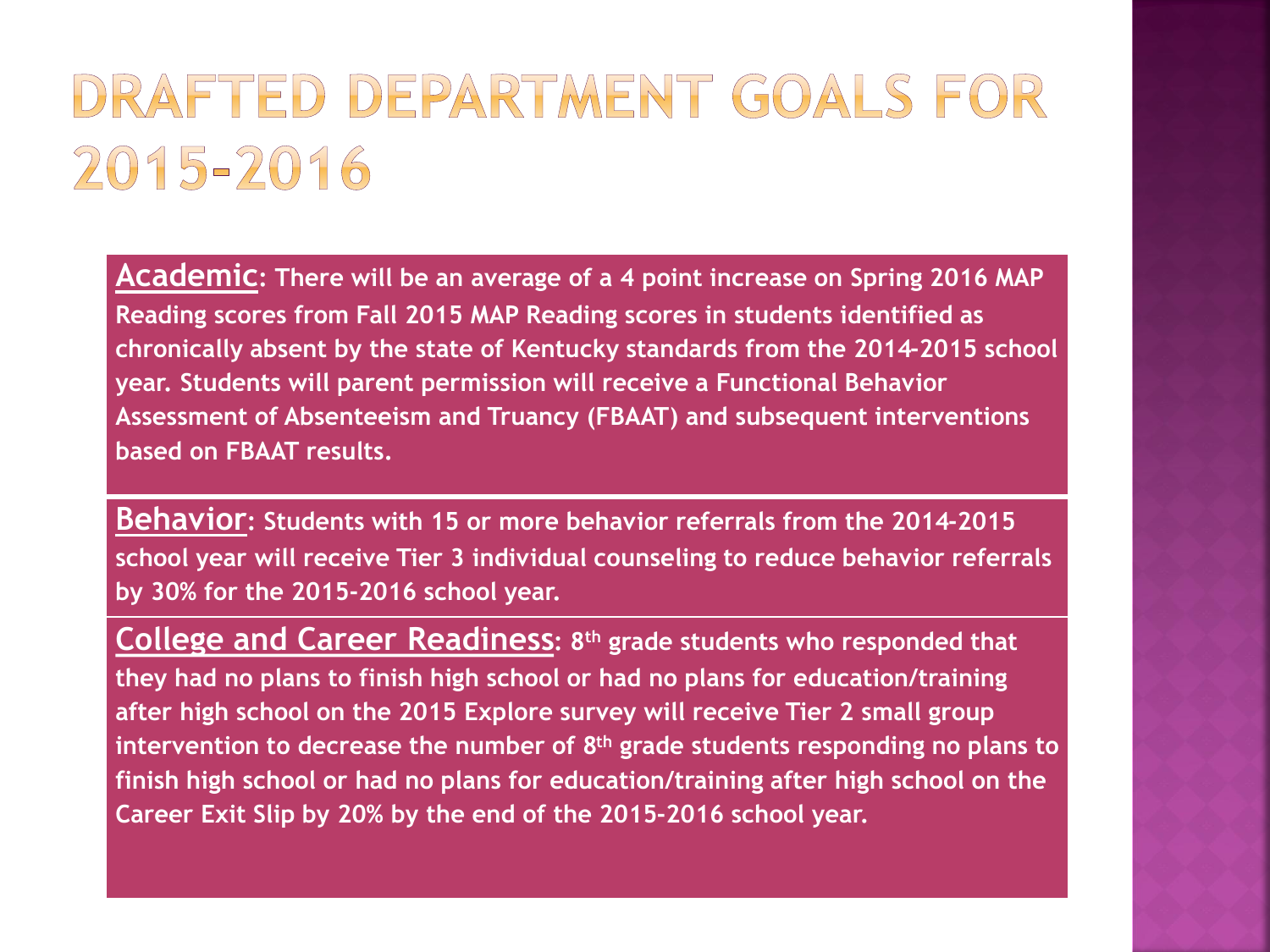# DRAFTED DEPARTMENT GOALS FOR 2015-2016

**Academic: There will be an average of a 4 point increase on Spring 2016 MAP Reading scores from Fall 2015 MAP Reading scores in students identified as chronically absent by the state of Kentucky standards from the 2014-2015 school year. Students will parent permission will receive a Functional Behavior Assessment of Absenteeism and Truancy (FBAAT) and subsequent interventions based on FBAAT results.**

**Behavior: Students with 15 or more behavior referrals from the 2014-2015 school year will receive Tier 3 individual counseling to reduce behavior referrals by 30% for the 2015-2016 school year.**

**College and Career Readiness: 8th grade students who responded that they had no plans to finish high school or had no plans for education/training after high school on the 2015 Explore survey will receive Tier 2 small group intervention to decrease the number of 8th grade students responding no plans to finish high school or had no plans for education/training after high school on the Career Exit Slip by 20% by the end of the 2015-2016 school year.**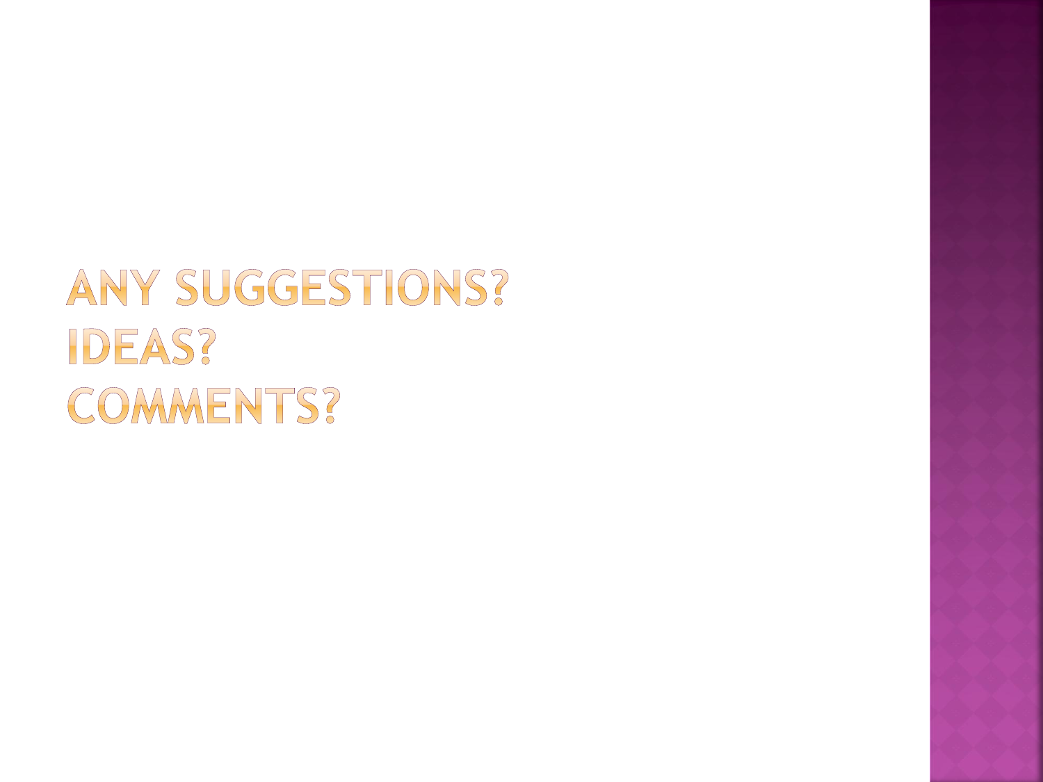# Any Suggestions? Ideas? Comments?